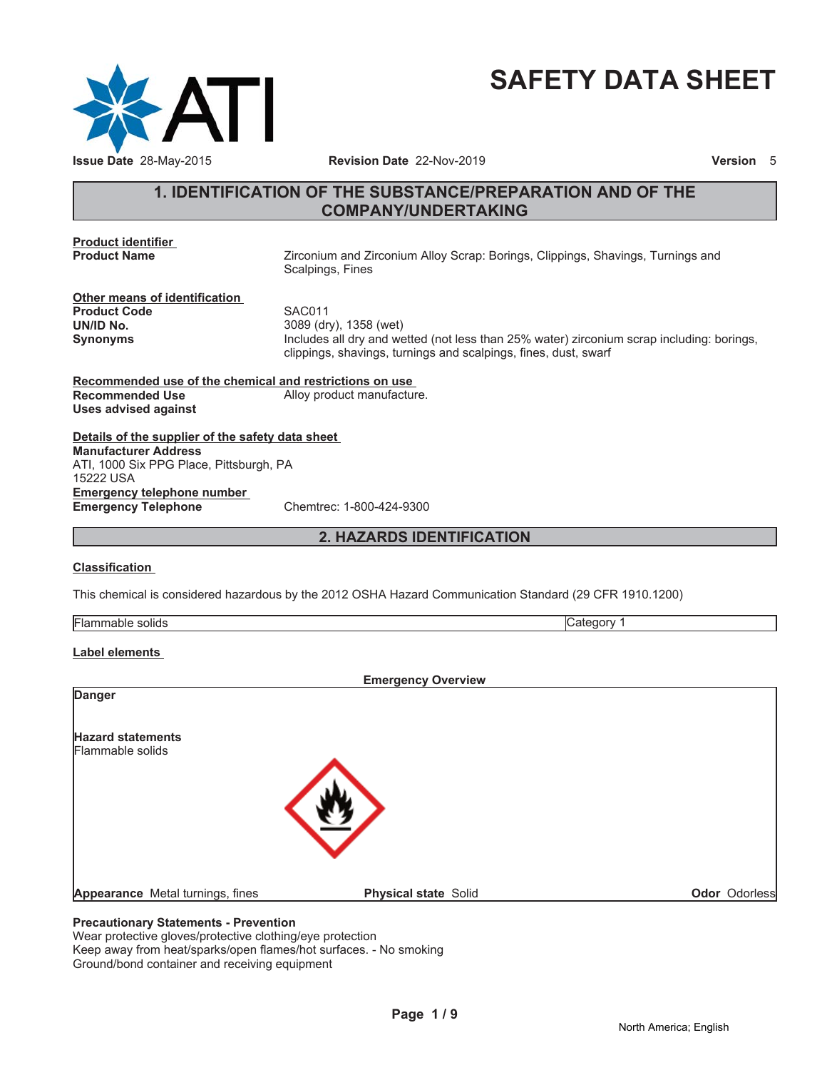# SAFETY DATA SHEET

**Issue Date** 28-May-2015 **Revision Date** 22-Nov-2019 **Version** 5

## 1. IDENTIFICATION OF THE SUBSTANCE/PREPARATION AND OF THE COMPANY/UNDERTAKING

**Product identifier**

**Product Name** Zirconium and Zirconium Alloy Scrap: Borings, Clippings, Shavings, Turnings and Scalpings, Fines

**Other means of identification**

**Product Code** SAC011

**UN/ID No.** 3089 (dry), 1358 (wet)

**Synonyms** Includes all dry and wetted (not less than 25% water) zirconium scrap including: borings, clippings, shavings, turnings and scalpings, fines, dust, swarf

**Recommended use of the chemical and restrictions on use**

**Recommended Use** Alloy product manufacture.

**Uses advised against**

**Details of the supplier of the safety data sheet**

**Manufacturer Address**
ATI, 1000 Six PPG Place, Pittsburgh, PA
15222 USA

**Emergency telephone number**

**Emergency Telephone** Chemtrec: 1-800-424-9300

## 2. HAZARDS IDENTIFICATION

**Classification**

This chemical is considered hazardous by the 2012 OSHA Hazard Communication Standard (29 CFR 1910.1200)

| Flammable solids | Category 1 |
|---|---|

**Label elements**

**Emergency Overview**

**Danger**

**Hazard statements**
Flammable solids

**Appearance** Metal turnings, fines **Physical state** Solid **Odor** Odorless

**Precautionary Statements - Prevention**
Wear protective gloves/protective clothing/eye protection
Keep away from heat/sparks/open flames/hot surfaces. - No smoking
Ground/bond container and receiving equipment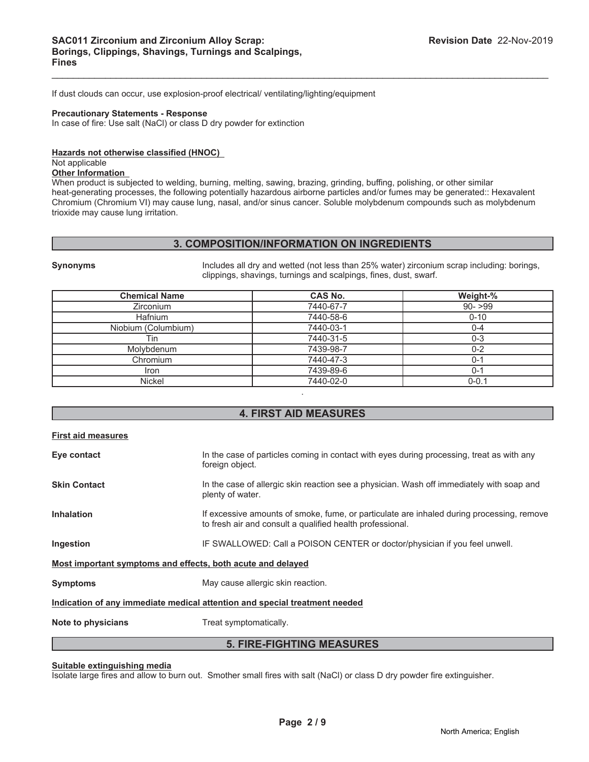If dust clouds can occur, use explosion-proof electrical/ ventilating/lighting/equipment

**Precautionary Statements - Response**

In case of fire: Use salt (NaCl) or class D dry powder for extinction

**Hazards not otherwise classified (HNOC)**

Not applicable

**Other Information**

When product is subjected to welding, burning, melting, sawing, brazing, grinding, buffing, polishing, or other similar heat-generating processes, the following potentially hazardous airborne particles and/or fumes may be generated:: Hexavalent Chromium (Chromium VI) may cause lung, nasal, and/or sinus cancer. Soluble molybdenum compounds such as molybdenum trioxide may cause lung irritation.

## 3. COMPOSITION/INFORMATION ON INGREDIENTS

**Synonyms** Includes all dry and wetted (not less than 25% water) zirconium scrap including: borings, clippings, shavings, turnings and scalpings, fines, dust, swarf.

| Chemical Name | CAS No. | Weight-% |
|---|---|---|
| Zirconium | 7440-67-7 | 90- >99 |
| Hafnium | 7440-58-6 | 0-10 |
| Niobium (Columbium) | 7440-03-1 | 0-4 |
| Tin | 7440-31-5 | 0-3 |
| Molybdenum | 7439-98-7 | 0-2 |
| Chromium | 7440-47-3 | 0-1 |
| Iron | 7439-89-6 | 0-1 |
| Nickel | 7440-02-0 | 0-0.1 |

.

## 4. FIRST AID MEASURES

**First aid measures**

**Eye contact** In the case of particles coming in contact with eyes during processing, treat as with any foreign object.

**Skin Contact** In the case of allergic skin reaction see a physician. Wash off immediately with soap and plenty of water.

**Inhalation** If excessive amounts of smoke, fume, or particulate are inhaled during processing, remove to fresh air and consult a qualified health professional.

**Ingestion** IF SWALLOWED: Call a POISON CENTER or doctor/physician if you feel unwell.

**Most important symptoms and effects, both acute and delayed**

**Symptoms** May cause allergic skin reaction.

**Indication of any immediate medical attention and special treatment needed**

**Note to physicians** Treat symptomatically.

## 5. FIRE-FIGHTING MEASURES

**Suitable extinguishing media**

Isolate large fires and allow to burn out. Smother small fires with salt (NaCl) or class D dry powder fire extinguisher.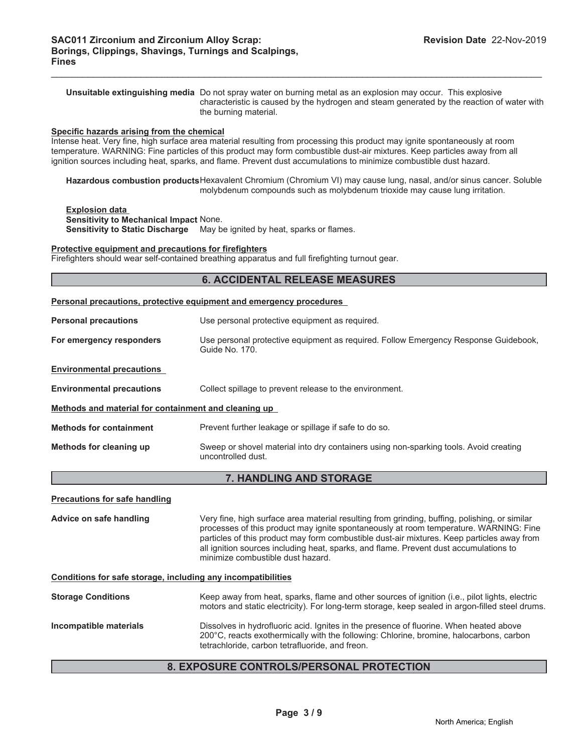**Unsuitable extinguishing media** Do not spray water on burning metal as an explosion may occur. This explosive characteristic is caused by the hydrogen and steam generated by the reaction of water with the burning material.

**Specific hazards arising from the chemical**

Intense heat. Very fine, high surface area material resulting from processing this product may ignite spontaneously at room temperature. WARNING: Fine particles of this product may form combustible dust-air mixtures. Keep particles away from all ignition sources including heat, sparks, and flame. Prevent dust accumulations to minimize combustible dust hazard.

**Hazardous combustion products** Hexavalent Chromium (Chromium VI) may cause lung, nasal, and/or sinus cancer. Soluble molybdenum compounds such as molybdenum trioxide may cause lung irritation.

**Explosion data**

**Sensitivity to Mechanical Impact** None.

**Sensitivity to Static Discharge** May be ignited by heat, sparks or flames.

**Protective equipment and precautions for firefighters**

Firefighters should wear self-contained breathing apparatus and full firefighting turnout gear.

## 6. ACCIDENTAL RELEASE MEASURES

**Personal precautions, protective equipment and emergency procedures**

**Personal precautions** Use personal protective equipment as required.

**For emergency responders** Use personal protective equipment as required. Follow Emergency Response Guidebook, Guide No. 170.

**Environmental precautions**

**Environmental precautions** Collect spillage to prevent release to the environment.

**Methods and material for containment and cleaning up**

**Methods for containment** Prevent further leakage or spillage if safe to do so.

**Methods for cleaning up** Sweep or shovel material into dry containers using non-sparking tools. Avoid creating uncontrolled dust.

## 7. HANDLING AND STORAGE

**Precautions for safe handling**

**Advice on safe handling** Very fine, high surface area material resulting from grinding, buffing, polishing, or similar processes of this product may ignite spontaneously at room temperature. WARNING: Fine particles of this product may form combustible dust-air mixtures. Keep particles away from all ignition sources including heat, sparks, and flame. Prevent dust accumulations to minimize combustible dust hazard.

**Conditions for safe storage, including any incompatibilities**

**Storage Conditions** Keep away from heat, sparks, flame and other sources of ignition (i.e., pilot lights, electric motors and static electricity). For long-term storage, keep sealed in argon-filled steel drums.

**Incompatible materials** Dissolves in hydrofluoric acid. Ignites in the presence of fluorine. When heated above 200°C, reacts exothermically with the following: Chlorine, bromine, halocarbons, carbon tetrachloride, carbon tetrafluoride, and freon.

## 8. EXPOSURE CONTROLS/PERSONAL PROTECTION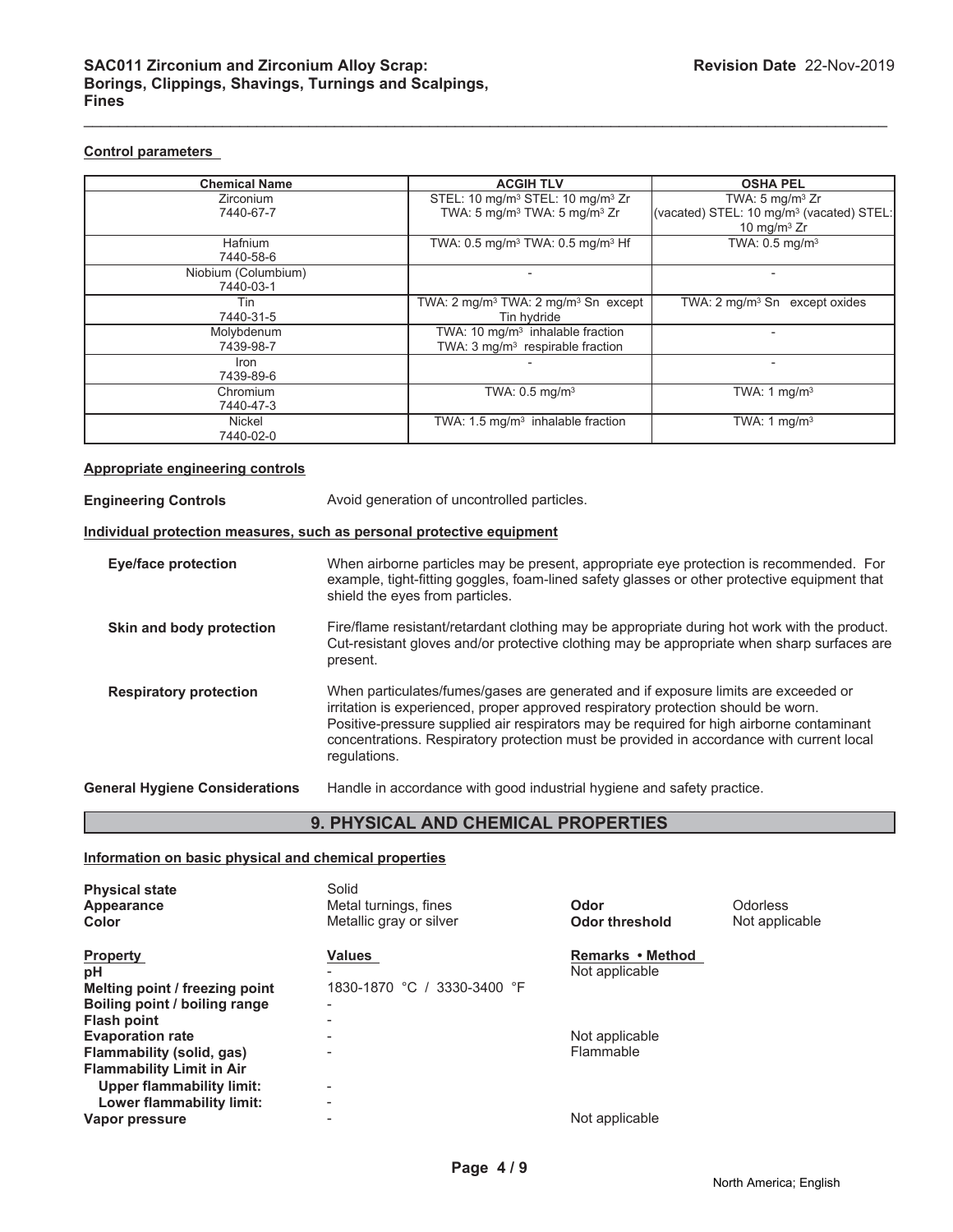**Control parameters**

| Chemical Name | ACGIH TLV | OSHA PEL |
|---|---|---|
| Zirconium<br>7440-67-7 | STEL: 10 mg/m³ STEL: 10 mg/m³ Zr<br>TWA: 5 mg/m³ TWA: 5 mg/m³ Zr | TWA: 5 mg/m³ Zr<br>(vacated) STEL: 10 mg/m³ (vacated) STEL: 10 mg/m³ Zr |
| Hafnium<br>7440-58-6 | TWA: 0.5 mg/m³ TWA: 0.5 mg/m³ Hf | TWA: 0.5 mg/m³ |
| Niobium (Columbium)<br>7440-03-1 | - | - |
| Tin<br>7440-31-5 | TWA: 2 mg/m³ TWA: 2 mg/m³ Sn except Tin hydride | TWA: 2 mg/m³ Sn except oxides |
| Molybdenum<br>7439-98-7 | TWA: 10 mg/m³ inhalable fraction<br>TWA: 3 mg/m³ respirable fraction | - |
| Iron<br>7439-89-6 | - | - |
| Chromium<br>7440-47-3 | TWA: 0.5 mg/m³ | TWA: 1 mg/m³ |
| Nickel<br>7440-02-0 | TWA: 1.5 mg/m³ inhalable fraction | TWA: 1 mg/m³ |

**Appropriate engineering controls**

**Engineering Controls** Avoid generation of uncontrolled particles.

**Individual protection measures, such as personal protective equipment**

**Eye/face protection** When airborne particles may be present, appropriate eye protection is recommended. For example, tight-fitting goggles, foam-lined safety glasses or other protective equipment that shield the eyes from particles.

**Skin and body protection** Fire/flame resistant/retardant clothing may be appropriate during hot work with the product. Cut-resistant gloves and/or protective clothing may be appropriate when sharp surfaces are present.

**Respiratory protection** When particulates/fumes/gases are generated and if exposure limits are exceeded or irritation is experienced, proper approved respiratory protection should be worn. Positive-pressure supplied air respirators may be required for high airborne contaminant concentrations. Respiratory protection must be provided in accordance with current local regulations.

**General Hygiene Considerations** Handle in accordance with good industrial hygiene and safety practice.

## 9. PHYSICAL AND CHEMICAL PROPERTIES

**Information on basic physical and chemical properties**

| | | | |
|---|---|---|---|
| **Physical state** | Solid | | |
| **Appearance** | Metal turnings, fines | **Odor** | Odorless |
| **Color** | Metallic gray or silver | **Odor threshold** | Not applicable |

| Property | Values | Remarks • Method |
|---|---|---|
| **pH** | - | Not applicable |
| **Melting point / freezing point** | 1830-1870 °C / 3330-3400 °F | |
| **Boiling point / boiling range** | - | |
| **Flash point** | - | |
| **Evaporation rate** | - | Not applicable |
| **Flammability (solid, gas)** | - | Flammable |
| **Flammability Limit in Air** | | |
| **Upper flammability limit:** | - | |
| **Lower flammability limit:** | - | |
| **Vapor pressure** | - | Not applicable |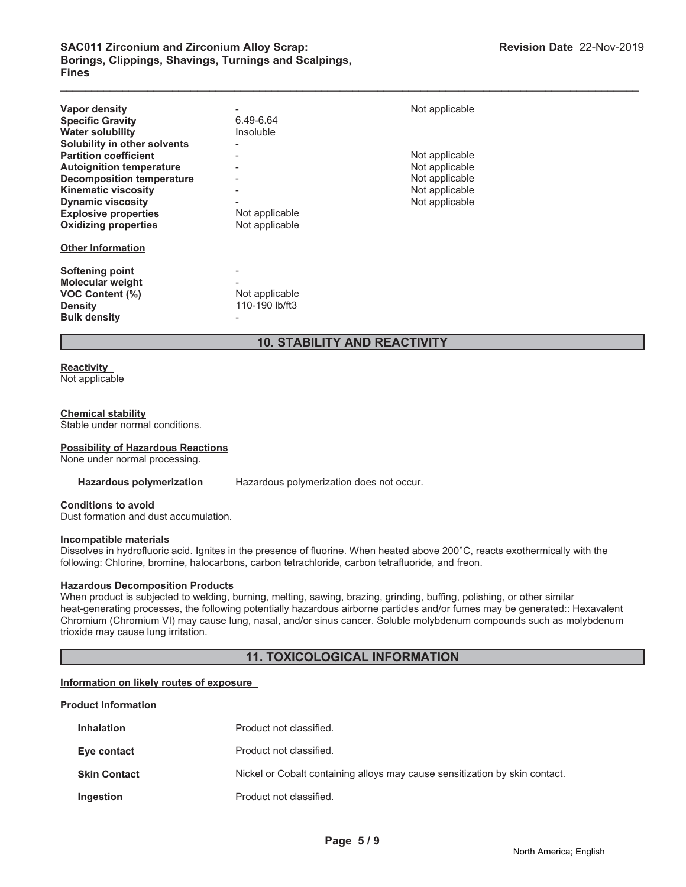| Property | Values | Remarks |
| --- | --- | --- |
| **Vapor density** | - | Not applicable |
| **Specific Gravity** | 6.49-6.64 | |
| **Water solubility** | Insoluble | |
| **Solubility in other solvents** | - | |
| **Partition coefficient** | - | Not applicable |
| **Autoignition temperature** | - | Not applicable |
| **Decomposition temperature** | - | Not applicable |
| **Kinematic viscosity** | - | Not applicable |
| **Dynamic viscosity** | - | Not applicable |
| **Explosive properties** | Not applicable | |
| **Oxidizing properties** | Not applicable | |

**Other Information**

| | |
| --- | --- |
| **Softening point** | - |
| **Molecular weight** | - |
| **VOC Content (%)** | Not applicable |
| **Density** | 110-190 lb/ft3 |
| **Bulk density** | - |

## 10. STABILITY AND REACTIVITY

**Reactivity**
Not applicable

**Chemical stability**
Stable under normal conditions.

**Possibility of Hazardous Reactions**
None under normal processing.

**Hazardous polymerization** Hazardous polymerization does not occur.

**Conditions to avoid**
Dust formation and dust accumulation.

**Incompatible materials**
Dissolves in hydrofluoric acid. Ignites in the presence of fluorine. When heated above 200°C, reacts exothermically with the following: Chlorine, bromine, halocarbons, carbon tetrachloride, carbon tetrafluoride, and freon.

**Hazardous Decomposition Products**
When product is subjected to welding, burning, melting, sawing, brazing, grinding, buffing, polishing, or other similar heat-generating processes, the following potentially hazardous airborne particles and/or fumes may be generated:: Hexavalent Chromium (Chromium VI) may cause lung, nasal, and/or sinus cancer. Soluble molybdenum compounds such as molybdenum trioxide may cause lung irritation.

## 11. TOXICOLOGICAL INFORMATION

**Information on likely routes of exposure**

**Product Information**

| | |
| --- | --- |
| **Inhalation** | Product not classified. |
| **Eye contact** | Product not classified. |
| **Skin Contact** | Nickel or Cobalt containing alloys may cause sensitization by skin contact. |
| **Ingestion** | Product not classified. |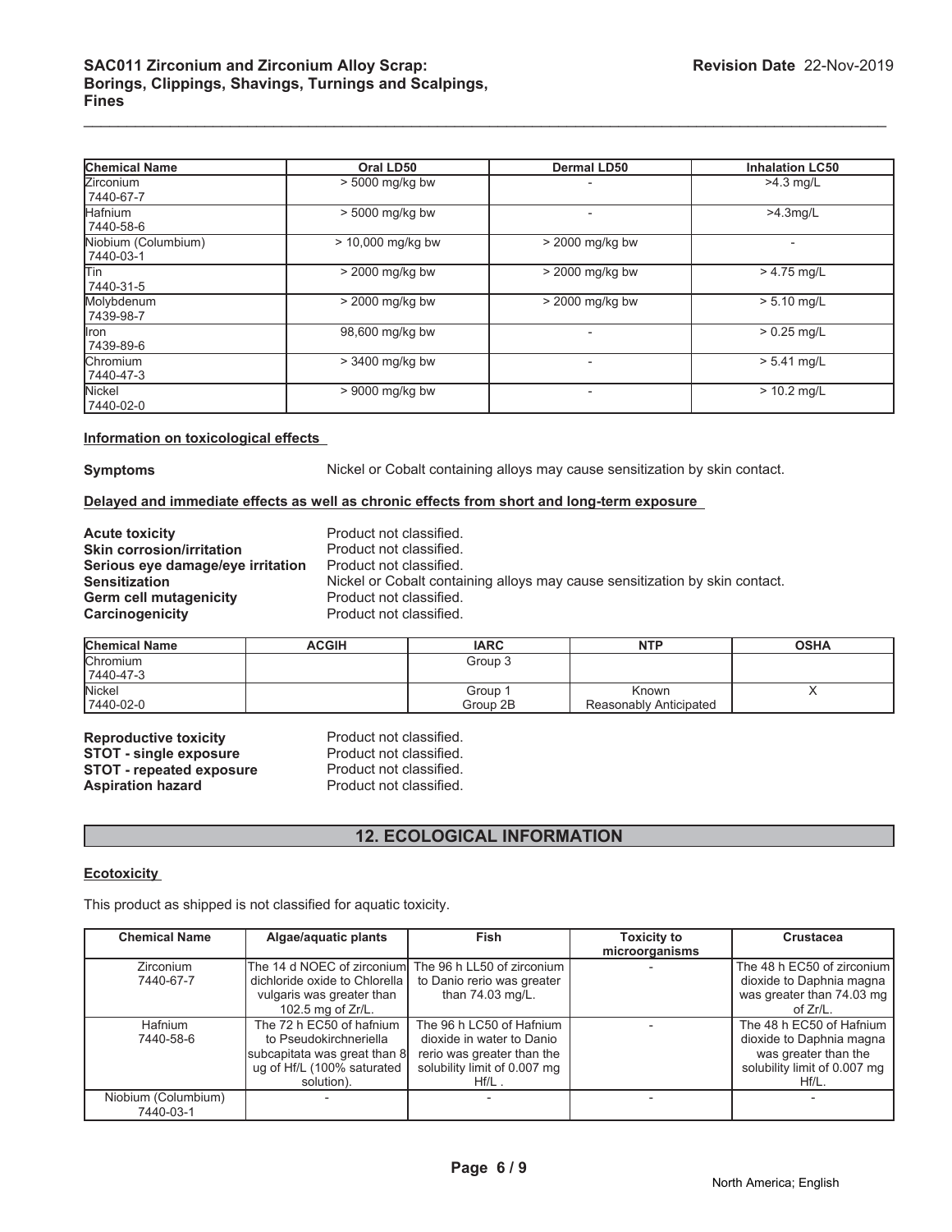| Chemical Name | Oral LD50 | Dermal LD50 | Inhalation LC50 |
|---|---|---|---|
| Zirconium<br>7440-67-7 | > 5000 mg/kg bw | - | >4.3 mg/L |
| Hafnium<br>7440-58-6 | > 5000 mg/kg bw | - | >4.3mg/L |
| Niobium (Columbium)<br>7440-03-1 | > 10,000 mg/kg bw | > 2000 mg/kg bw | - |
| Tin<br>7440-31-5 | > 2000 mg/kg bw | > 2000 mg/kg bw | > 4.75 mg/L |
| Molybdenum<br>7439-98-7 | > 2000 mg/kg bw | > 2000 mg/kg bw | > 5.10 mg/L |
| Iron<br>7439-89-6 | 98,600 mg/kg bw | - | > 0.25 mg/L |
| Chromium<br>7440-47-3 | > 3400 mg/kg bw | - | > 5.41 mg/L |
| Nickel<br>7440-02-0 | > 9000 mg/kg bw | - | > 10.2 mg/L |

**Information on toxicological effects**

**Symptoms** Nickel or Cobalt containing alloys may cause sensitization by skin contact.

**Delayed and immediate effects as well as chronic effects from short and long-term exposure**

**Acute toxicity** Product not classified.
**Skin corrosion/irritation** Product not classified.
**Serious eye damage/eye irritation** Product not classified.
**Sensitization** Nickel or Cobalt containing alloys may cause sensitization by skin contact.
**Germ cell mutagenicity** Product not classified.
**Carcinogenicity** Product not classified.

| Chemical Name | ACGIH | IARC | NTP | OSHA |
|---|---|---|---|---|
| Chromium<br>7440-47-3 | | Group 3 | | |
| Nickel<br>7440-02-0 | | Group 1<br>Group 2B | Known<br>Reasonably Anticipated | X |

**Reproductive toxicity** Product not classified.
**STOT - single exposure** Product not classified.
**STOT - repeated exposure** Product not classified.
**Aspiration hazard** Product not classified.

## 12. ECOLOGICAL INFORMATION

**Ecotoxicity**

This product as shipped is not classified for aquatic toxicity.

| Chemical Name | Algae/aquatic plants | Fish | Toxicity to microorganisms | Crustacea |
|---|---|---|---|---|
| Zirconium<br>7440-67-7 | The 14 d NOEC of zirconium dichloride oxide to Chlorella vulgaris was greater than 102.5 mg of Zr/L. | The 96 h LL50 of zirconium to Danio rerio was greater than 74.03 mg/L. | - | The 48 h EC50 of zirconium dioxide to Daphnia magna was greater than 74.03 mg of Zr/L. |
| Hafnium<br>7440-58-6 | The 72 h EC50 of hafnium to Pseudokirchneriella subcapitata was great than 8 ug of Hf/L (100% saturated solution). | The 96 h LC50 of Hafnium dioxide in water to Danio rerio was greater than the solubility limit of 0.007 mg Hf/L . | - | The 48 h EC50 of Hafnium dioxide to Daphnia magna was greater than the solubility limit of 0.007 mg Hf/L. |
| Niobium (Columbium)<br>7440-03-1 | - | - | - | - |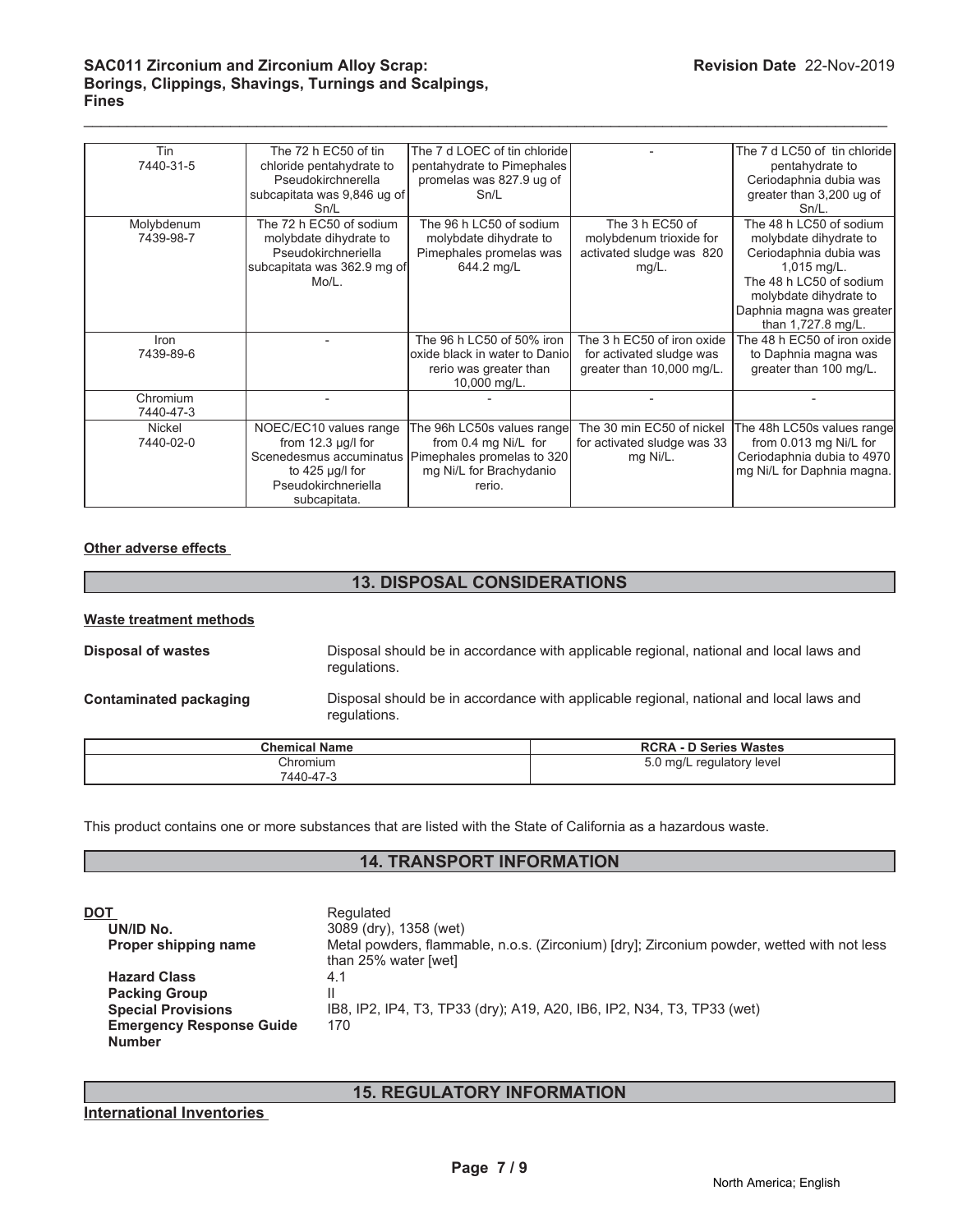| Tin<br>7440-31-5 | The 72 h EC50 of tin chloride pentahydrate to Pseudokirchnerella subcapitata was 9,846 ug of Sn/L | The 7 d LOEC of tin chloride pentahydrate to Pimephales promelas was 827.9 ug of Sn/L | - | The 7 d LC50 of tin chloride pentahydrate to Ceriodaphnia dubia was greater than 3,200 ug of Sn/L. |
|---|---|---|---|---|
| Molybdenum<br>7439-98-7 | The 72 h EC50 of sodium molybdate dihydrate to Pseudokirchneriella subcapitata was 362.9 mg of Mo/L. | The 96 h LC50 of sodium molybdate dihydrate to Pimephales promelas was 644.2 mg/L | The 3 h EC50 of molybdenum trioxide for activated sludge was 820 mg/L. | The 48 h LC50 of sodium molybdate dihydrate to Ceriodaphnia dubia was 1,015 mg/L. The 48 h LC50 of sodium molybdate dihydrate to Daphnia magna was greater than 1,727.8 mg/L. |
| Iron<br>7439-89-6 | - | The 96 h LC50 of 50% iron oxide black in water to Danio rerio was greater than 10,000 mg/L. | The 3 h EC50 of iron oxide for activated sludge was greater than 10,000 mg/L. | The 48 h EC50 of iron oxide to Daphnia magna was greater than 100 mg/L. |
| Chromium<br>7440-47-3 | - | - | - | - |
| Nickel<br>7440-02-0 | NOEC/EC10 values range from 12.3 µg/l for Scenedesmus accuminatus to 425 µg/l for Pseudokirchneriella subcapitata. | The 96h LC50s values range from 0.4 mg Ni/L for Pimephales promelas to 320 mg Ni/L for Brachydanio rerio. | The 30 min EC50 of nickel for activated sludge was 33 mg Ni/L. | The 48h LC50s values range from 0.013 mg Ni/L for Ceriodaphnia dubia to 4970 mg Ni/L for Daphnia magna. |

**Other adverse effects**

## 13. DISPOSAL CONSIDERATIONS

**Waste treatment methods**

**Disposal of wastes** Disposal should be in accordance with applicable regional, national and local laws and regulations.

**Contaminated packaging** Disposal should be in accordance with applicable regional, national and local laws and regulations.

| Chemical Name | RCRA - D Series Wastes |
|---|---|
| Chromium<br>7440-47-3 | 5.0 mg/L regulatory level |

This product contains one or more substances that are listed with the State of California as a hazardous waste.

## 14. TRANSPORT INFORMATION

**DOT** Regulated

- **UN/ID No.** 3089 (dry), 1358 (wet)
- **Proper shipping name** Metal powders, flammable, n.o.s. (Zirconium) [dry]; Zirconium powder, wetted with not less than 25% water [wet]
- **Hazard Class** 4.1
- **Packing Group** II
- **Special Provisions** IB8, IP2, IP4, T3, TP33 (dry); A19, A20, IB6, IP2, N34, T3, TP33 (wet)
- **Emergency Response Guide Number** 170

## 15. REGULATORY INFORMATION

**International Inventories**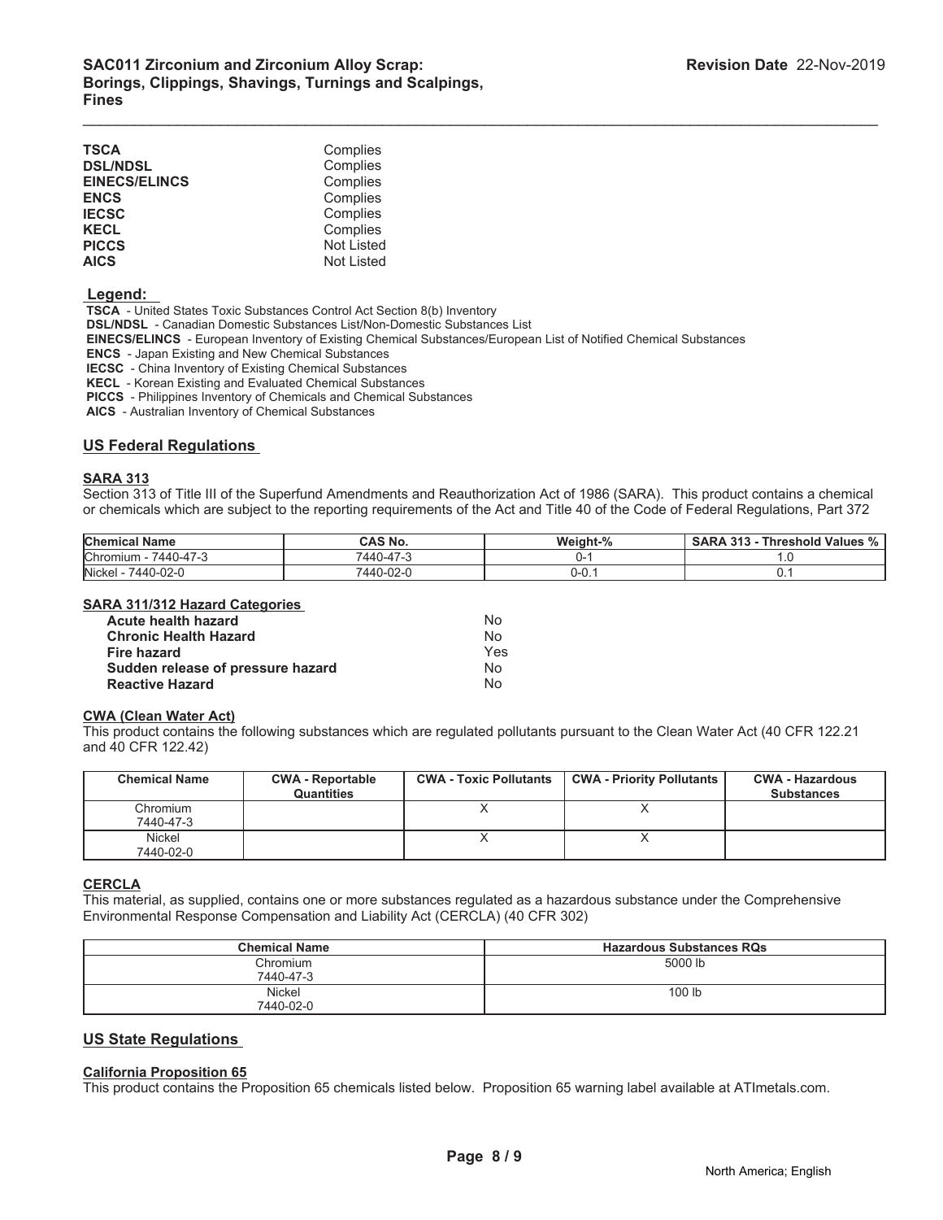| | |
|---|---|
| **TSCA** | Complies |
| **DSL/NDSL** | Complies |
| **EINECS/ELINCS** | Complies |
| **ENCS** | Complies |
| **IECSC** | Complies |
| **KECL** | Complies |
| **PICCS** | Not Listed |
| **AICS** | Not Listed |

**Legend:**

**TSCA** - United States Toxic Substances Control Act Section 8(b) Inventory
**DSL/NDSL** - Canadian Domestic Substances List/Non-Domestic Substances List
**EINECS/ELINCS** - European Inventory of Existing Chemical Substances/European List of Notified Chemical Substances
**ENCS** - Japan Existing and New Chemical Substances
**IECSC** - China Inventory of Existing Chemical Substances
**KECL** - Korean Existing and Evaluated Chemical Substances
**PICCS** - Philippines Inventory of Chemicals and Chemical Substances
**AICS** - Australian Inventory of Chemical Substances

## US Federal Regulations

### SARA 313

Section 313 of Title III of the Superfund Amendments and Reauthorization Act of 1986 (SARA). This product contains a chemical or chemicals which are subject to the reporting requirements of the Act and Title 40 of the Code of Federal Regulations, Part 372

| Chemical Name | CAS No. | Weight-% | SARA 313 - Threshold Values % |
|---|---|---|---|
| Chromium - 7440-47-3 | 7440-47-3 | 0-1 | 1.0 |
| Nickel - 7440-02-0 | 7440-02-0 | 0-0.1 | 0.1 |

### SARA 311/312 Hazard Categories

| | |
|---|---|
| **Acute health hazard** | No |
| **Chronic Health Hazard** | No |
| **Fire hazard** | Yes |
| **Sudden release of pressure hazard** | No |
| **Reactive Hazard** | No |

### CWA (Clean Water Act)

This product contains the following substances which are regulated pollutants pursuant to the Clean Water Act (40 CFR 122.21 and 40 CFR 122.42)

| Chemical Name | CWA - Reportable Quantities | CWA - Toxic Pollutants | CWA - Priority Pollutants | CWA - Hazardous Substances |
|---|---|---|---|---|
| Chromium 7440-47-3 | | X | X | |
| Nickel 7440-02-0 | | X | X | |

### CERCLA

This material, as supplied, contains one or more substances regulated as a hazardous substance under the Comprehensive Environmental Response Compensation and Liability Act (CERCLA) (40 CFR 302)

| Chemical Name | Hazardous Substances RQs |
|---|---|
| Chromium 7440-47-3 | 5000 lb |
| Nickel 7440-02-0 | 100 lb |

## US State Regulations

### California Proposition 65

This product contains the Proposition 65 chemicals listed below. Proposition 65 warning label available at ATImetals.com.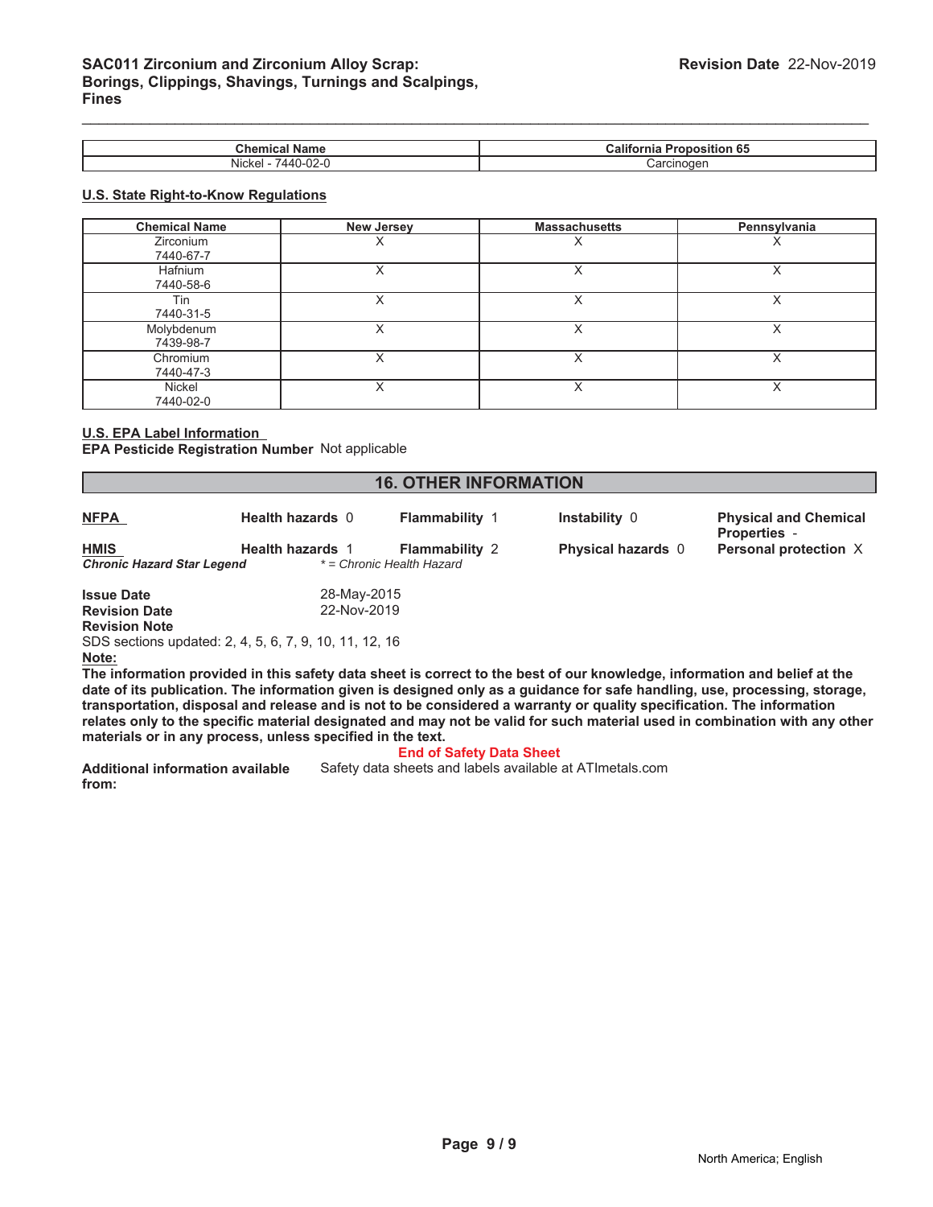| Chemical Name | California Proposition 65 |
| --- | --- |
| Nickel - 7440-02-0 | Carcinogen |

**U.S. State Right-to-Know Regulations**

| Chemical Name | New Jersey | Massachusetts | Pennsylvania |
| --- | --- | --- | --- |
| Zirconium<br>7440-67-7 | X | X | X |
| Hafnium<br>7440-58-6 | X | X | X |
| Tin<br>7440-31-5 | X | X | X |
| Molybdenum<br>7439-98-7 | X | X | X |
| Chromium<br>7440-47-3 | X | X | X |
| Nickel<br>7440-02-0 | X | X | X |

**U.S. EPA Label Information**

**EPA Pesticide Registration Number** Not applicable

## 16. OTHER INFORMATION

| | | | | |
| --- | --- | --- | --- | --- |
| **NFPA** | **Health hazards** 0 | **Flammability** 1 | **Instability** 0 | **Physical and Chemical Properties** - |
| **HMIS** | **Health hazards** 1 | **Flammability** 2 | **Physical hazards** 0 | **Personal protection** X |

***Chronic Hazard Star Legend*** *\* = Chronic Health Hazard*

**Issue Date** 28-May-2015

**Revision Date** 22-Nov-2019

**Revision Note**

SDS sections updated: 2, 4, 5, 6, 7, 9, 10, 11, 12, 16

**Note:**

**The information provided in this safety data sheet is correct to the best of our knowledge, information and belief at the date of its publication. The information given is designed only as a guidance for safe handling, use, processing, storage, transportation, disposal and release and is not to be considered a warranty or quality specification. The information relates only to the specific material designated and may not be valid for such material used in combination with any other materials or in any process, unless specified in the text.**

**End of Safety Data Sheet**

**Additional information available from:** Safety data sheets and labels available at ATImetals.com